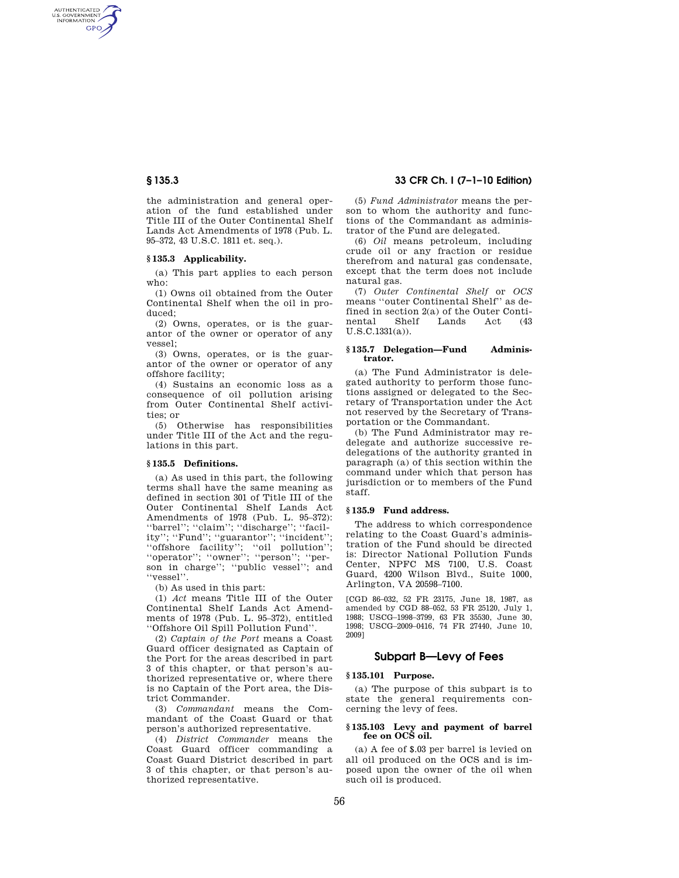the administration and general operation of the fund established under Title III of the Outer Continental Shelf Lands Act Amendments of 1978 (Pub. L. 95–372, 43 U.S.C. 1811 et. seq.).

### § 135.3 Applicability.

(a) This part applies to each person who:

(1) Owns oil obtained from the Outer Continental Shelf when the oil in produced;

(2) Owns, operates, or is the guarantor of the owner or operator of any vessel;

(3) Owns, operates, or is the guarantor of the owner or operator of any offshore facility;

(4) Sustains an economic loss as a consequence of oil pollution arising from Outer Continental Shelf activities; or

(5) Otherwise has responsibilities under Title III of the Act and the regulations in this part.

### § 135.5 Definitions.

(a) As used in this part, the following terms shall have the same meaning as defined in section 301 of Title III of the Outer Continental Shelf Lands Act Amendments of 1978 (Pub. L. 95–372): ''barrel''; ''claim''; ''discharge''; ''facility''; ''Fund''; ''guarantor''; ''incident''; ''offshore facility''; ''oil pollution''; ''operator''; ''owner''; ''person''; ''person in charge''; ''public vessel''; and ''vessel''.

(b) As used in this part:

(1) *Act* means Title III of the Outer Continental Shelf Lands Act Amendments of 1978 (Pub. L. 95–372), entitled ''Offshore Oil Spill Pollution Fund''.

(2) *Captain of the Port* means a Coast Guard officer designated as Captain of the Port for the areas described in part 3 of this chapter, or that person's authorized representative or, where there is no Captain of the Port area, the District Commander.

(3) *Commandant* means the Commandant of the Coast Guard or that person's authorized representative.

(4) *District Commander* means the Coast Guard officer commanding a Coast Guard District described in part 3 of this chapter, or that person's authorized representative.

(5) *Fund Administrator* means the person to whom the authority and functions of the Commandant as administrator of the Fund are delegated.

(6) *Oil* means petroleum, including crude oil or any fraction or residue therefrom and natural gas condensate, except that the term does not include natural gas.

(7) *Outer Continental Shelf* or *OCS* means ''outer Continental Shelf'' as defined in section 2(a) of the Outer Continental Shelf Lands Act (43 U.S.C.1331(a)).

### § 135.7 Delegation—Fund Administrator.

(a) The Fund Administrator is delegated authority to perform those functions assigned or delegated to the Secretary of Transportation under the Act not reserved by the Secretary of Transportation or the Commandant.

(b) The Fund Administrator may redelegate and authorize successive redelegations of the authority granted in paragraph (a) of this section within the command under which that person has jurisdiction or to members of the Fund staff.

### § 135.9 Fund address.

The address to which correspondence relating to the Coast Guard's administration of the Fund should be directed is: Director National Pollution Funds Center, NPFC MS 7100, U.S. Coast Guard, 4200 Wilson Blvd., Suite 1000, Arlington, VA 20598–7100.

[CGD 86–032, 52 FR 23175, June 18, 1987, as amended by CGD 88–052, 53 FR 25120, July 1, 1988; USCG–1998–3799, 63 FR 35530, June 30, 1998; USCG–2009–0416, 74 FR 27440, June 10, 2009]

## Subpart B—Levy of Fees

### § 135.101 Purpose.

(a) The purpose of this subpart is to state the general requirements concerning the levy of fees.

### § 135.103 Levy and payment of barrel fee on OCS oil.

(a) A fee of $.03 per barrel is levied on all oil produced on the OCS and is imposed upon the owner of the oil when such oil is produced.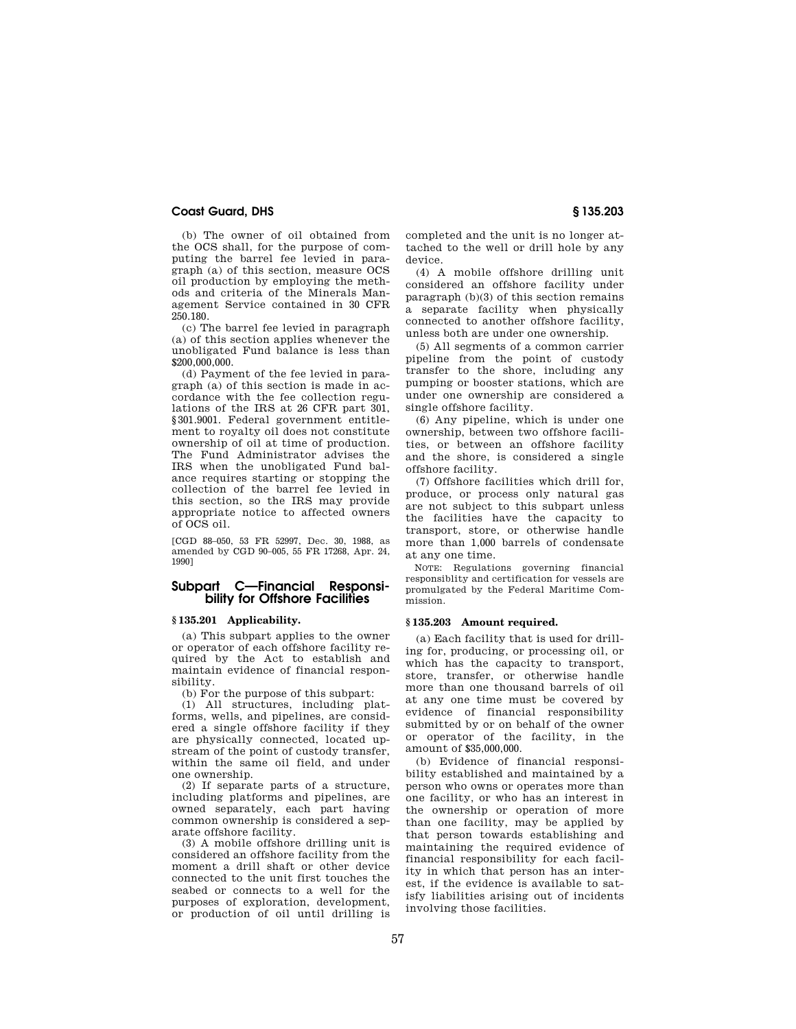(b) The owner of oil obtained from the OCS shall, for the purpose of computing the barrel fee levied in paragraph (a) of this section, measure OCS oil production by employing the methods and criteria of the Minerals Management Service contained in 30 CFR 250.180.

(c) The barrel fee levied in paragraph (a) of this section applies whenever the unobligated Fund balance is less than $200,000,000.

(d) Payment of the fee levied in paragraph (a) of this section is made in accordance with the fee collection regulations of the IRS at 26 CFR part 301, §301.9001. Federal government entitlement to royalty oil does not constitute ownership of oil at time of production. The Fund Administrator advises the IRS when the unobligated Fund balance requires starting or stopping the collection of the barrel fee levied in this section, so the IRS may provide appropriate notice to affected owners of OCS oil.

[CGD 88–050, 53 FR 52997, Dec. 30, 1988, as amended by CGD 90–005, 55 FR 17268, Apr. 24, 1990]

## Subpart C—Financial Responsibility for Offshore Facilities

### §135.201 Applicability.

(a) This subpart applies to the owner or operator of each offshore facility required by the Act to establish and maintain evidence of financial responsibility.

(b) For the purpose of this subpart:

(1) All structures, including platforms, wells, and pipelines, are considered a single offshore facility if they are physically connected, located upstream of the point of custody transfer, within the same oil field, and under one ownership.

(2) If separate parts of a structure, including platforms and pipelines, are owned separately, each part having common ownership is considered a separate offshore facility.

(3) A mobile offshore drilling unit is considered an offshore facility from the moment a drill shaft or other device connected to the unit first touches the seabed or connects to a well for the purposes of exploration, development, or production of oil until drilling is completed and the unit is no longer attached to the well or drill hole by any device.

(4) A mobile offshore drilling unit considered an offshore facility under paragraph (b)(3) of this section remains a separate facility when physically connected to another offshore facility, unless both are under one ownership.

(5) All segments of a common carrier pipeline from the point of custody transfer to the shore, including any pumping or booster stations, which are under one ownership are considered a single offshore facility.

(6) Any pipeline, which is under one ownership, between two offshore facilities, or between an offshore facility and the shore, is considered a single offshore facility.

(7) Offshore facilities which drill for, produce, or process only natural gas are not subject to this subpart unless the facilities have the capacity to transport, store, or otherwise handle more than 1,000 barrels of condensate at any one time.

NOTE: Regulations governing financial responsiblity and certification for vessels are promulgated by the Federal Maritime Commission.

### §135.203 Amount required.

(a) Each facility that is used for drilling for, producing, or processing oil, or which has the capacity to transport, store, transfer, or otherwise handle more than one thousand barrels of oil at any one time must be covered by evidence of financial responsibility submitted by or on behalf of the owner or operator of the facility, in the amount of $35,000,000.

(b) Evidence of financial responsibility established and maintained by a person who owns or operates more than one facility, or who has an interest in the ownership or operation of more than one facility, may be applied by that person towards establishing and maintaining the required evidence of financial responsibility for each facility in which that person has an interest, if the evidence is available to satisfy liabilities arising out of incidents involving those facilities.